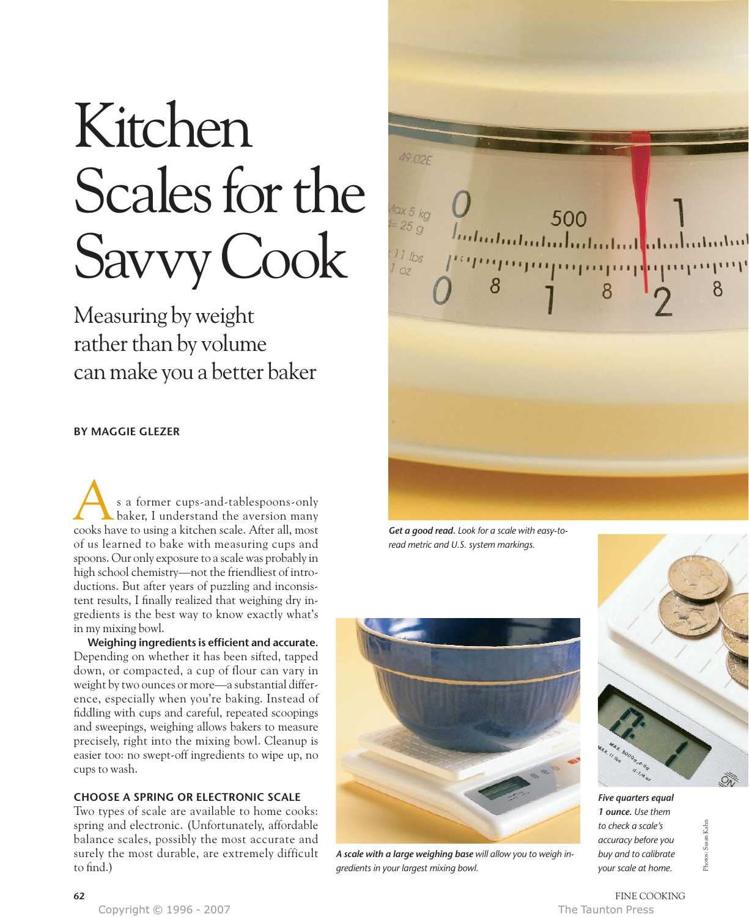# Kitchen Scales for the Savvy Cook

## Measuring by weight rather than by volume can make you a better baker

**BY MAGGIE GLEZER**

As a former cups-and-tablespoons-only baker, I understand the aversion many cooks have to using a kitchen scale. After all, most of us learned to bake with measuring cups and spoons. Our only exposure to a scale was probably in high school chemistry—not the friendliest of introductions. But after years of puzzling and inconsistent results, I finally realized that weighing dry ingredients is the best way to know exactly what's in my mixing bowl.

**Weighing ingredients is efficient and accurate.** Depending on whether it has been sifted, tapped down, or compacted, a cup of flour can vary in weight by two ounces or more—a substantial difference, especially when you're baking. Instead of fiddling with cups and careful, repeated scoopings and sweepings, weighing allows bakers to measure precisely, right into the mixing bowl. Cleanup is easier too: no swept-off ingredients to wipe up, no cups to wash.

### CHOOSE A SPRING OR ELECTRONIC SCALE

Two types of scale are available to home cooks: spring and electronic. (Unfortunately, affordable balance scales, possibly the most accurate and surely the most durable, are extremely difficult to find.)

***Get a good read.*** *Look for a scale with easy-to-read metric and U.S. system markings.*

***A scale with a large weighing base*** *will allow you to weigh ingredients in your largest mixing bowl.*

***Five quarters equal 1 ounce.*** *Use them to check a scale's accuracy before you buy and to calibrate your scale at home.*

Photos: Susan Kahn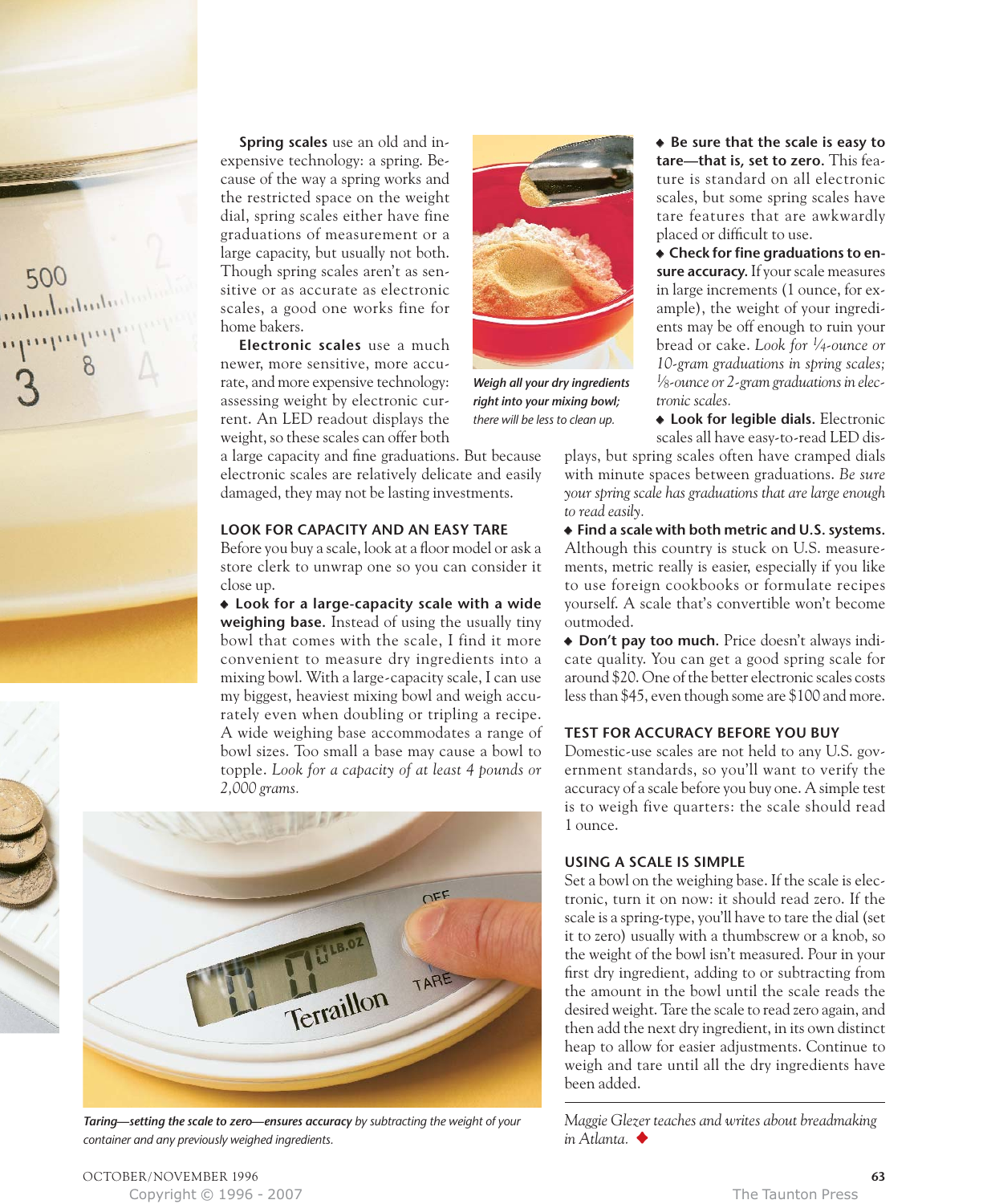**Spring scales** use an old and inexpensive technology: a spring. Because of the way a spring works and the restricted space on the weight dial, spring scales either have fine graduations of measurement or a large capacity, but usually not both. Though spring scales aren't as sensitive or as accurate as electronic scales, a good one works fine for home bakers.

**Electronic scales** use a much newer, more sensitive, more accurate, and more expensive technology: assessing weight by electronic current. An LED readout displays the weight, so these scales can offer both a large capacity and fine graduations. But because electronic scales are relatively delicate and easily damaged, they may not be lasting investments.

*Weigh all your dry ingredients right into your mixing bowl; there will be less to clean up.*

## LOOK FOR CAPACITY AND AN EASY TARE

Before you buy a scale, look at a floor model or ask a store clerk to unwrap one so you can consider it close up.

◆ **Look for a large-capacity scale with a wide weighing base.** Instead of using the usually tiny bowl that comes with the scale, I find it more convenient to measure dry ingredients into a mixing bowl. With a large-capacity scale, I can use my biggest, heaviest mixing bowl and weigh accurately even when doubling or tripling a recipe. A wide weighing base accommodates a range of bowl sizes. Too small a base may cause a bowl to topple. *Look for a capacity of at least 4 pounds or 2,000 grams.*

◆ **Be sure that the scale is easy to tare—that is, set to zero.** This feature is standard on all electronic scales, but some spring scales have tare features that are awkwardly placed or difficult to use.

◆ **Check for fine graduations to ensure accuracy.** If your scale measures in large increments (1 ounce, for example), the weight of your ingredients may be off enough to ruin your bread or cake. *Look for 1/4-ounce or 10-gram graduations in spring scales; 1/8-ounce or 2-gram graduations in electronic scales.*

◆ **Look for legible dials.** Electronic scales all have easy-to-read LED displays, but spring scales often have cramped dials with minute spaces between graduations. *Be sure your spring scale has graduations that are large enough to read easily.*

◆ **Find a scale with both metric and U.S. systems.** Although this country is stuck on U.S. measurements, metric really is easier, especially if you like to use foreign cookbooks or formulate recipes yourself. A scale that's convertible won't become outmoded.

◆ **Don't pay too much.** Price doesn't always indicate quality. You can get a good spring scale for around $20. One of the better electronic scales costs less than $45, even though some are $100 and more.

## TEST FOR ACCURACY BEFORE YOU BUY

Domestic-use scales are not held to any U.S. government standards, so you'll want to verify the accuracy of a scale before you buy one. A simple test is to weigh five quarters: the scale should read 1 ounce.

## USING A SCALE IS SIMPLE

Set a bowl on the weighing base. If the scale is electronic, turn it on now: it should read zero. If the scale is a spring-type, you'll have to tare the dial (set it to zero) usually with a thumbscrew or a knob, so the weight of the bowl isn't measured. Pour in your first dry ingredient, adding to or subtracting from the amount in the bowl until the scale reads the desired weight. Tare the scale to read zero again, and then add the next dry ingredient, in its own distinct heap to allow for easier adjustments. Continue to weigh and tare until all the dry ingredients have been added.

*Taring—setting the scale to zero—ensures accuracy by subtracting the weight of your container and any previously weighed ingredients.*

---

*Maggie Glezer teaches and writes about breadmaking in Atlanta.* ◆